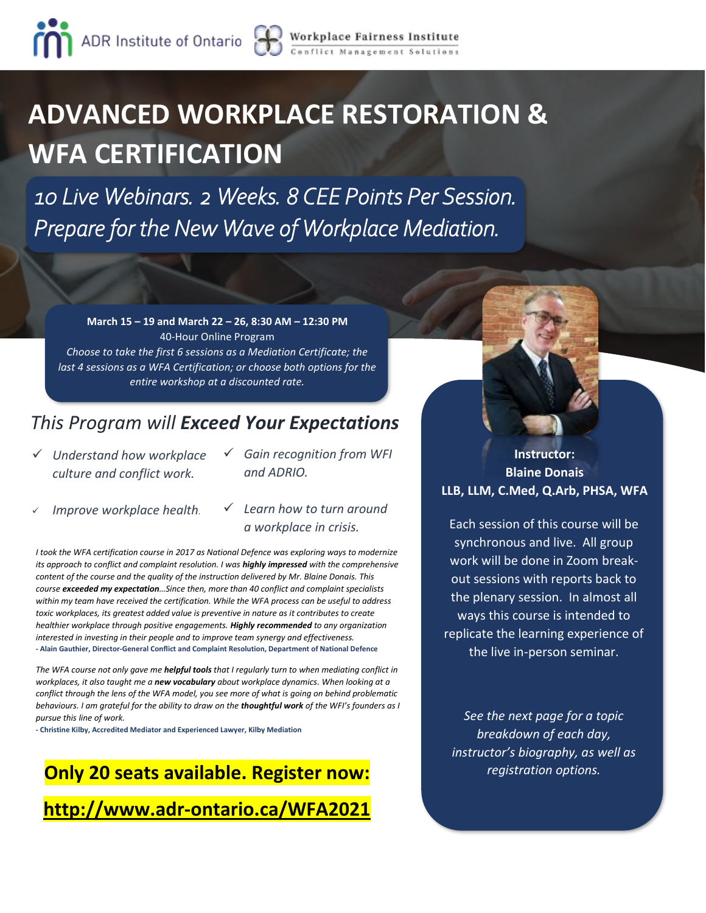ADR Institute of Ontario | Workplace Fairness Institute — Conflict Management Solutions

# ADVANCED WORKPLACE RESTORATION & WFA CERTIFICATION

*10 Live Webinars. 2 Weeks. 8 CEE Points Per Session.*
*Prepare for the New Wave of Workplace Mediation.*

**March 15 – 19 and March 22 – 26, 8:30 AM – 12:30 PM**
40-Hour Online Program
*Choose to take the first 6 sessions as a Mediation Certificate; the last 4 sessions as a WFA Certification; or choose both options for the entire workshop at a discounted rate.*

## This Program will ***Exceed Your Expectations***

- *Understand how workplace culture and conflict work.*
- *Gain recognition from WFI and ADRIO.*
- *Improve workplace health.*
- *Learn how to turn around a workplace in crisis.*

*I took the WFA certification course in 2017 as National Defence was exploring ways to modernize its approach to conflict and complaint resolution. I was* ***highly impressed*** *with the comprehensive content of the course and the quality of the instruction delivered by Mr. Blaine Donais. This course* ***exceeded my expectation****…Since then, more than 40 conflict and complaint specialists within my team have received the certification. While the WFA process can be useful to address toxic workplaces, its greatest added value is preventive in nature as it contributes to create healthier workplace through positive engagements.* ***Highly recommended*** *to any organization interested in investing in their people and to improve team synergy and effectiveness.*
**- Alain Gauthier, Director-General Conflict and Complaint Resolution, Department of National Defence**

*The WFA course not only gave me* ***helpful tools*** *that I regularly turn to when mediating conflict in workplaces, it also taught me a* ***new vocabulary*** *about workplace dynamics. When looking at a conflict through the lens of the WFA model, you see more of what is going on behind problematic behaviours. I am grateful for the ability to draw on the* ***thoughtful work*** *of the WFI's founders as I pursue this line of work.*
**- Christine Kilby, Accredited Mediator and Experienced Lawyer, Kilby Mediation**

**Only 20 seats available. Register now:**

**http://www.adr-ontario.ca/WFA2021**

**Instructor:**
**Blaine Donais**
**LLB, LLM, C.Med, Q.Arb, PHSA, WFA**

Each session of this course will be synchronous and live. All group work will be done in Zoom break-out sessions with reports back to the plenary session. In almost all ways this course is intended to replicate the learning experience of the live in-person seminar.

*See the next page for a topic breakdown of each day, instructor's biography, as well as registration options.*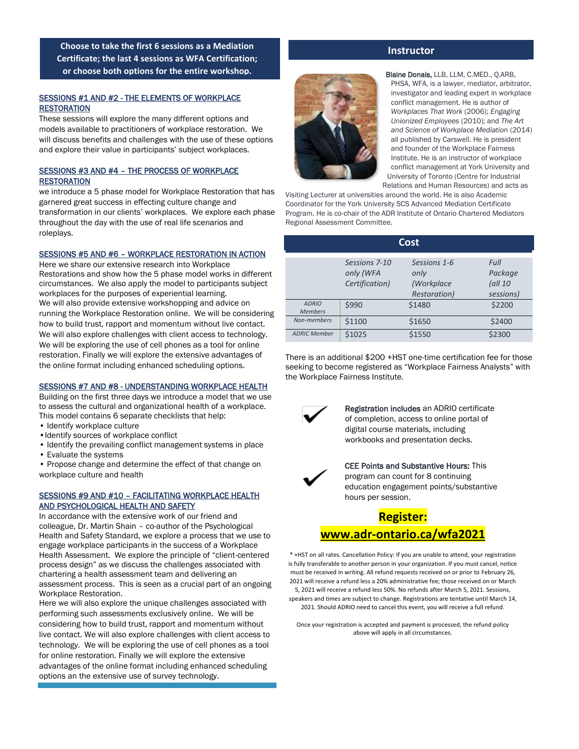**Choose to take the first 6 sessions as a Mediation Certificate; the last 4 sessions as WFA Certification; or choose both options for the entire workshop.**

### SESSIONS #1 AND #2 - THE ELEMENTS OF WORKPLACE RESTORATION

These sessions will explore the many different options and models available to practitioners of workplace restoration. We will discuss benefits and challenges with the use of these options and explore their value in participants' subject workplaces.

### SESSIONS #3 AND #4 – THE PROCESS OF WORKPLACE RESTORATION

we introduce a 5 phase model for Workplace Restoration that has garnered great success in effecting culture change and transformation in our clients' workplaces. We explore each phase throughout the day with the use of real life scenarios and roleplays.

### SESSIONS #5 AND #6 – WORKPLACE RESTORATION IN ACTION

Here we share our extensive research into Workplace Restorations and show how the 5 phase model works in different circumstances. We also apply the model to participants subject workplaces for the purposes of experiential learning.
We will also provide extensive workshopping and advice on running the Workplace Restoration online. We will be considering how to build trust, rapport and momentum without live contact. We will also explore challenges with client access to technology. We will be exploring the use of cell phones as a tool for online restoration. Finally we will explore the extensive advantages of the online format including enhanced scheduling options.

### SESSIONS #7 AND #8 - UNDERSTANDING WORKPLACE HEALTH

Building on the first three days we introduce a model that we use to assess the cultural and organizational health of a workplace. This model contains 6 separate checklists that help:

- Identify workplace culture
- Identify sources of workplace conflict
- Identify the prevailing conflict management systems in place
- Evaluate the systems
- Propose change and determine the effect of that change on workplace culture and health

### SESSIONS #9 AND #10 – FACILITATING WORKPLACE HEALTH AND PSYCHOLOGICAL HEALTH AND SAFETY

In accordance with the extensive work of our friend and colleague, Dr. Martin Shain – co-author of the Psychological Health and Safety Standard, we explore a process that we use to engage workplace participants in the success of a Workplace Health Assessment. We explore the principle of "client-centered process design" as we discuss the challenges associated with chartering a health assessment team and delivering an assessment process. This is seen as a crucial part of an ongoing Workplace Restoration.
Here we will also explore the unique challenges associated with performing such assessments exclusively online. We will be considering how to build trust, rapport and momentum without live contact. We will also explore challenges with client access to technology. We will be exploring the use of cell phones as a tool for online restoration. Finally we will explore the extensive advantages of the online format including enhanced scheduling options an the extensive use of survey technology.

## Instructor

**Blaine Donais,** LLB, LLM, C.MED., Q.ARB, PHSA, WFA, is a lawyer, mediator, arbitrator, investigator and leading expert in workplace conflict management. He is author of *Workplaces That Work* (2006); *Engaging Unionized Employees* (2010); and *The Art and Science of Workplace Mediation* (2014) all published by Carswell. He is president and founder of the Workplace Fairness Institute. He is an instructor of workplace conflict management at York University and University of Toronto (Centre for Industrial Relations and Human Resources) and acts as Visiting Lecturer at universities around the world. He is also Academic Coordinator for the York University SCS Advanced Mediation Certificate Program. He is co-chair of the ADR Institute of Ontario Chartered Mediators Regional Assessment Committee.

## Cost

| | *Sessions 7-10 only (WFA Certification)* | *Sessions 1-6 only (Workplace Restoration)* | *Full Package (all 10 sessions)* |
|---|---|---|---|
| *ADRIO Members* | $990 | $1480 | $2200 |
| *Non-members* | $1100 | $1650 | $2400 |
| *ADRIC Member* | $1025 | $1550 | $2300 |

There is an additional $200 +HST one-time certification fee for those seeking to become registered as "Workplace Fairness Analysts" with the Workplace Fairness Institute.

✔ **Registration includes** an ADRIO certificate of completion, access to online portal of digital course materials, including workbooks and presentation decks.

✔ **CEE Points and Substantive Hours:** This program can count for 8 continuing education engagement points/substantive hours per session.

## Register:
## www.adr-ontario.ca/wfa2021

* +HST on all rates. Cancellation Policy: If you are unable to attend, your registration is fully transferable to another person in your organization. If you must cancel, notice must be received in writing. All refund requests received on or prior to February 26, 2021 will receive a refund less a 20% administrative fee; those received on or March 5, 2021 will receive a refund less 50%. No refunds after March 5, 2021. Sessions, speakers and times are subject to change. Registrations are tentative until March 14, 2021. Should ADRIO need to cancel this event, you will receive a full refund.

Once your registration is accepted and payment is processed, the refund policy above will apply in all circumstances.